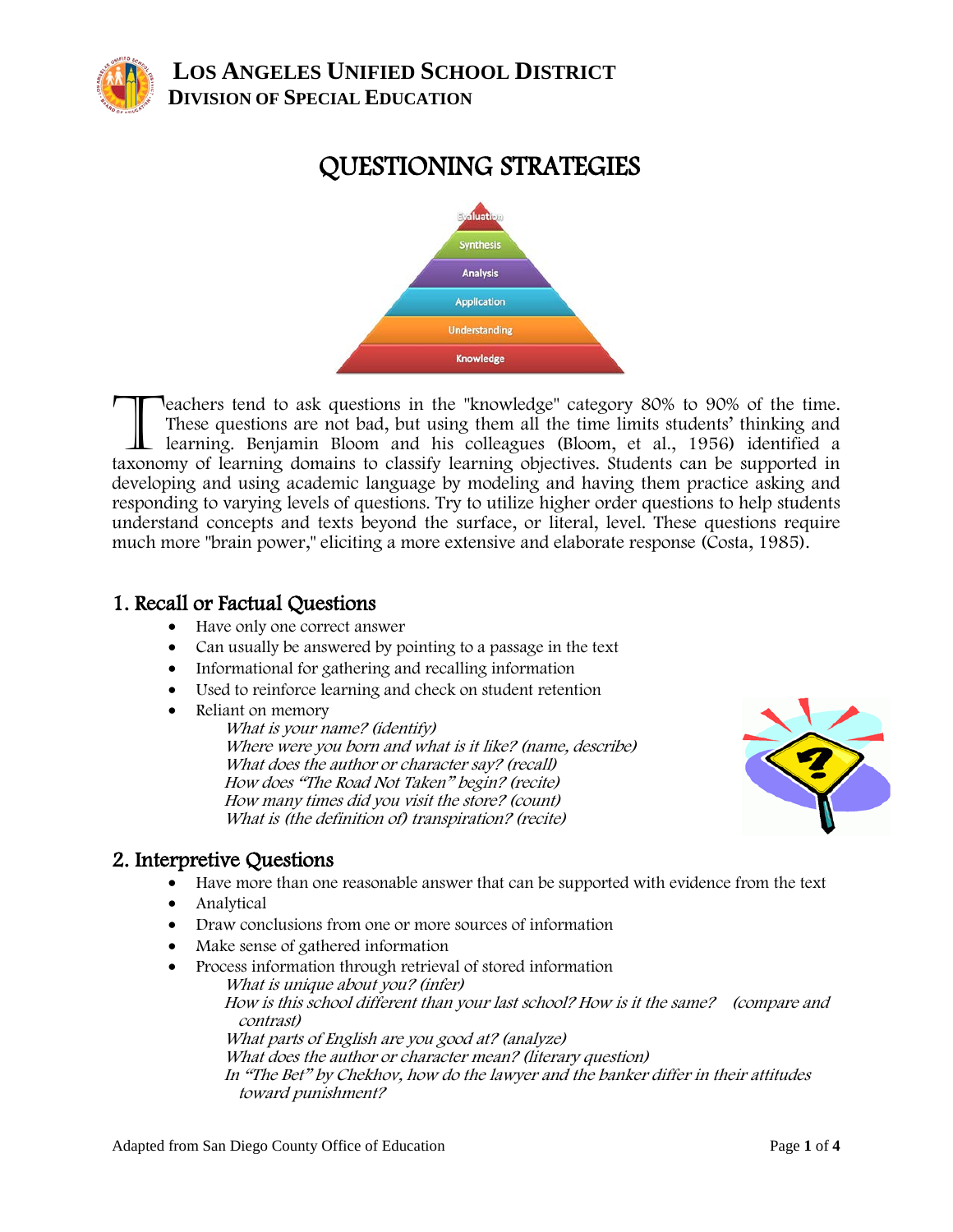# Los Angeles Unified School District
## Division of Special Education

# QUESTIONING STRATEGIES

Teachers tend to ask questions in the "knowledge" category 80% to 90% of the time. These questions are not bad, but using them all the time limits students' thinking and learning. Benjamin Bloom and his colleagues (Bloom, et al., 1956) identified a taxonomy of learning domains to classify learning objectives. Students can be supported in developing and using academic language by modeling and having them practice asking and responding to varying levels of questions. Try to utilize higher order questions to help students understand concepts and texts beyond the surface, or literal, level. These questions require much more "brain power," eliciting a more extensive and elaborate response (Costa, 1985).

## 1. Recall or Factual Questions

- Have only one correct answer
- Can usually be answered by pointing to a passage in the text
- Informational for gathering and recalling information
- Used to reinforce learning and check on student retention
- Reliant on memory

*What is your name? (identify)*
*Where were you born and what is it like? (name, describe)*
*What does the author or character say? (recall)*
*How does "The Road Not Taken" begin? (recite)*
*How many times did you visit the store? (count)*
*What is (the definition of) transpiration? (recite)*

## 2. Interpretive Questions

- Have more than one reasonable answer that can be supported with evidence from the text
- Analytical
- Draw conclusions from one or more sources of information
- Make sense of gathered information
- Process information through retrieval of stored information

*What is unique about you? (infer)*
*How is this school different than your last school? How is it the same? (compare and contrast)*
*What parts of English are you good at? (analyze)*
*What does the author or character mean? (literary question)*
*In "The Bet" by Chekhov, how do the lawyer and the banker differ in their attitudes toward punishment?*

Adapted from San Diego County Office of Education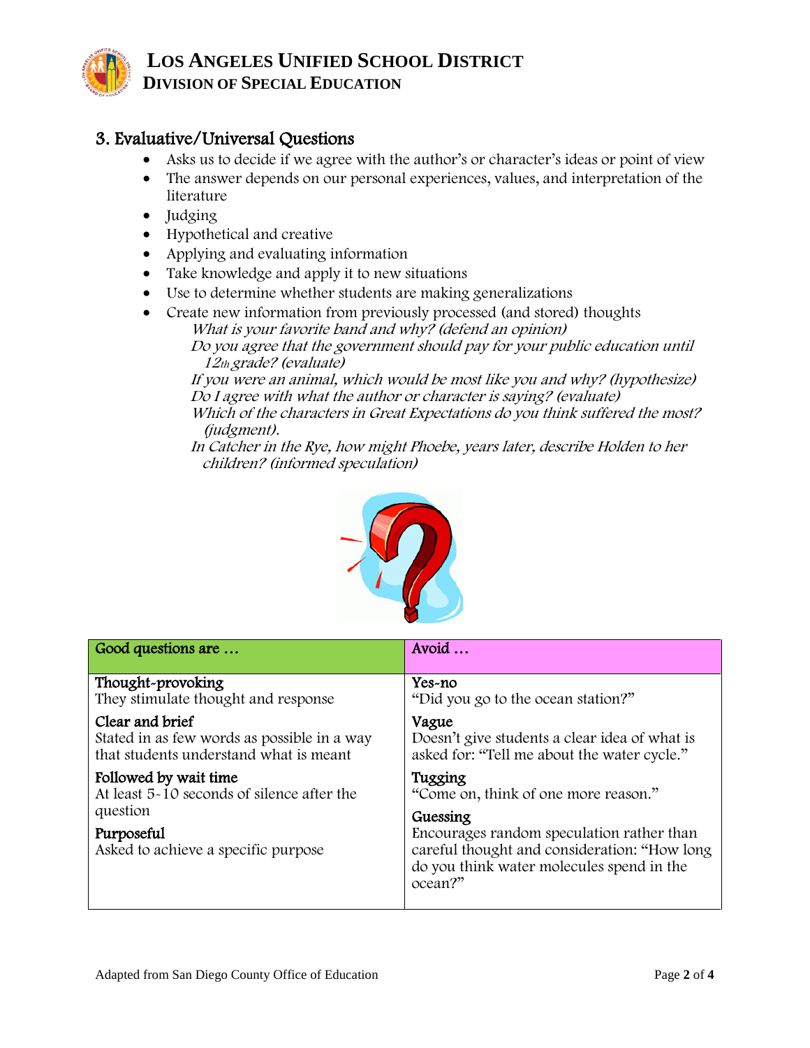## 3. Evaluative/Universal Questions

- Asks us to decide if we agree with the author's or character's ideas or point of view
- The answer depends on our personal experiences, values, and interpretation of the literature
- Judging
- Hypothetical and creative
- Applying and evaluating information
- Take knowledge and apply it to new situations
- Use to determine whether students are making generalizations
- Create new information from previously processed (and stored) thoughts

    *What is your favorite band and why? (defend an opinion)*

    *Do you agree that the government should pay for your public education until 12th grade? (evaluate)*

    *If you were an animal, which would be most like you and why? (hypothesize)*

    *Do I agree with what the author or character is saying? (evaluate)*

    *Which of the characters in Great Expectations do you think suffered the most? (judgment).*

    *In Catcher in the Rye, how might Phoebe, years later, describe Holden to her children? (informed speculation)*

| Good questions are … | Avoid … |
|---|---|
| **Thought-provoking**<br>They stimulate thought and response | **Yes-no**<br>"Did you go to the ocean station?" |
| **Clear and brief**<br>Stated in as few words as possible in a way that students understand what is meant | **Vague**<br>Doesn't give students a clear idea of what is asked for: "Tell me about the water cycle." |
| **Followed by wait time**<br>At least 5-10 seconds of silence after the question | **Tugging**<br>"Come on, think of one more reason." |
| **Purposeful**<br>Asked to achieve a specific purpose | **Guessing**<br>Encourages random speculation rather than careful thought and consideration: "How long do you think water molecules spend in the ocean?" |

Adapted from San Diego County Office of Education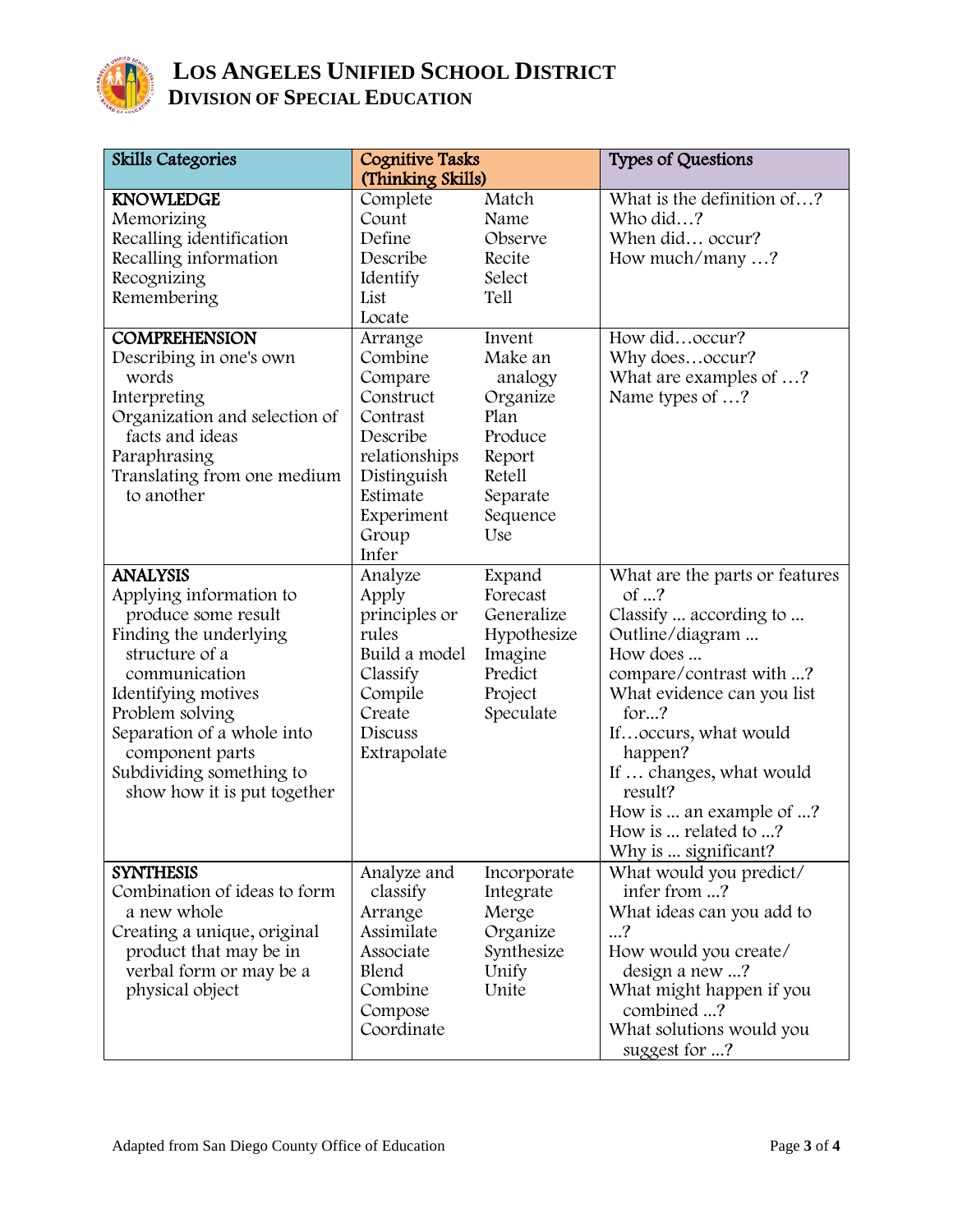# LOS ANGELES UNIFIED SCHOOL DISTRICT
## DIVISION OF SPECIAL EDUCATION

| Skills Categories | Cognitive Tasks (Thinking Skills) | | Types of Questions |
|---|---|---|---|
| **KNOWLEDGE**<br>Memorizing<br>Recalling identification<br>Recalling information<br>Recognizing<br>Remembering | Complete<br>Count<br>Define<br>Describe<br>Identify<br>List<br>Locate | Match<br>Name<br>Observe<br>Recite<br>Select<br>Tell | What is the definition of…?<br>Who did…?<br>When did… occur?<br>How much/many …? |
| **COMPREHENSION**<br>Describing in one's own words<br>Interpreting<br>Organization and selection of facts and ideas<br>Paraphrasing<br>Translating from one medium to another | Arrange<br>Combine<br>Compare<br>Construct<br>Contrast<br>Describe relationships<br>Distinguish<br>Estimate<br>Experiment<br>Group<br>Infer | Invent<br>Make an analogy<br>Organize<br>Plan<br>Produce<br>Report<br>Retell<br>Separate<br>Sequence<br>Use | How did…occur?<br>Why does…occur?<br>What are examples of …?<br>Name types of …? |
| **ANALYSIS**<br>Applying information to produce some result<br>Finding the underlying structure of a communication<br>Identifying motives<br>Problem solving<br>Separation of a whole into component parts<br>Subdividing something to show how it is put together | Analyze<br>Apply principles or rules<br>Build a model<br>Classify<br>Compile<br>Create<br>Discuss<br>Extrapolate | Expand<br>Forecast<br>Generalize<br>Hypothesize<br>Imagine<br>Predict<br>Project<br>Speculate | What are the parts or features of ...?<br>Classify ... according to ...<br>Outline/diagram ...<br>How does ... compare/contrast with ...?<br>What evidence can you list for...?<br>If…occurs, what would happen?<br>If … changes, what would result?<br>How is ... an example of ...?<br>How is ... related to ...?<br>Why is ... significant? |
| **SYNTHESIS**<br>Combination of ideas to form a new whole<br>Creating a unique, original product that may be in verbal form or may be a physical object | Analyze and classify<br>Arrange<br>Assimilate<br>Associate<br>Blend<br>Combine<br>Compose<br>Coordinate | Incorporate<br>Integrate<br>Merge<br>Organize<br>Synthesize<br>Unify<br>Unite | What would you predict/ infer from ...?<br>What ideas can you add to ...?<br>How would you create/ design a new ...?<br>What might happen if you combined ...?<br>What solutions would you suggest for ...? |

Adapted from San Diego County Office of Education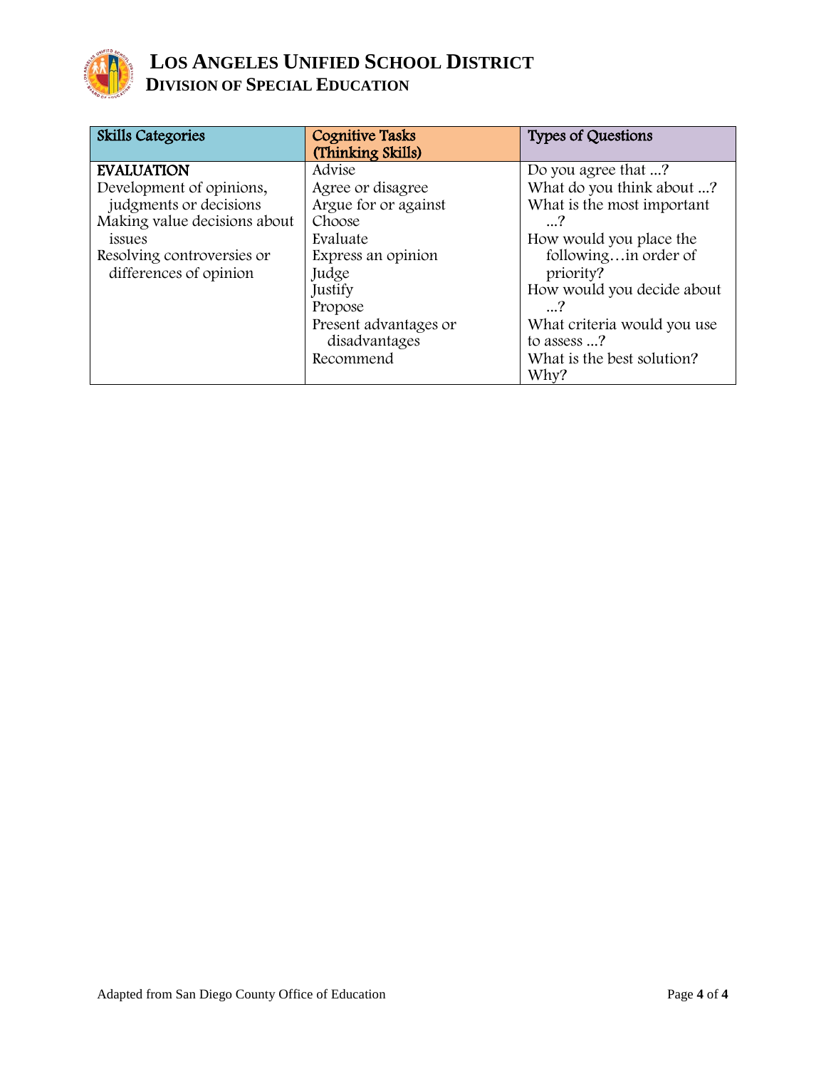# LOS ANGELES UNIFIED SCHOOL DISTRICT

## DIVISION OF SPECIAL EDUCATION

| Skills Categories | Cognitive Tasks (Thinking Skills) | Types of Questions |
|---|---|---|
| **EVALUATION**<br>Development of opinions, judgments or decisions<br>Making value decisions about issues<br>Resolving controversies or differences of opinion | Advise<br>Agree or disagree<br>Argue for or against<br>Choose<br>Evaluate<br>Express an opinion<br>Judge<br>Justify<br>Propose<br>Present advantages or disadvantages<br>Recommend | Do you agree that ...?<br>What do you think about ...?<br>What is the most important ...?<br>How would you place the following…in order of priority?<br>How would you decide about ...?<br>What criteria would you use to assess ...?<br>What is the best solution? Why? |

Adapted from San Diego County Office of Education